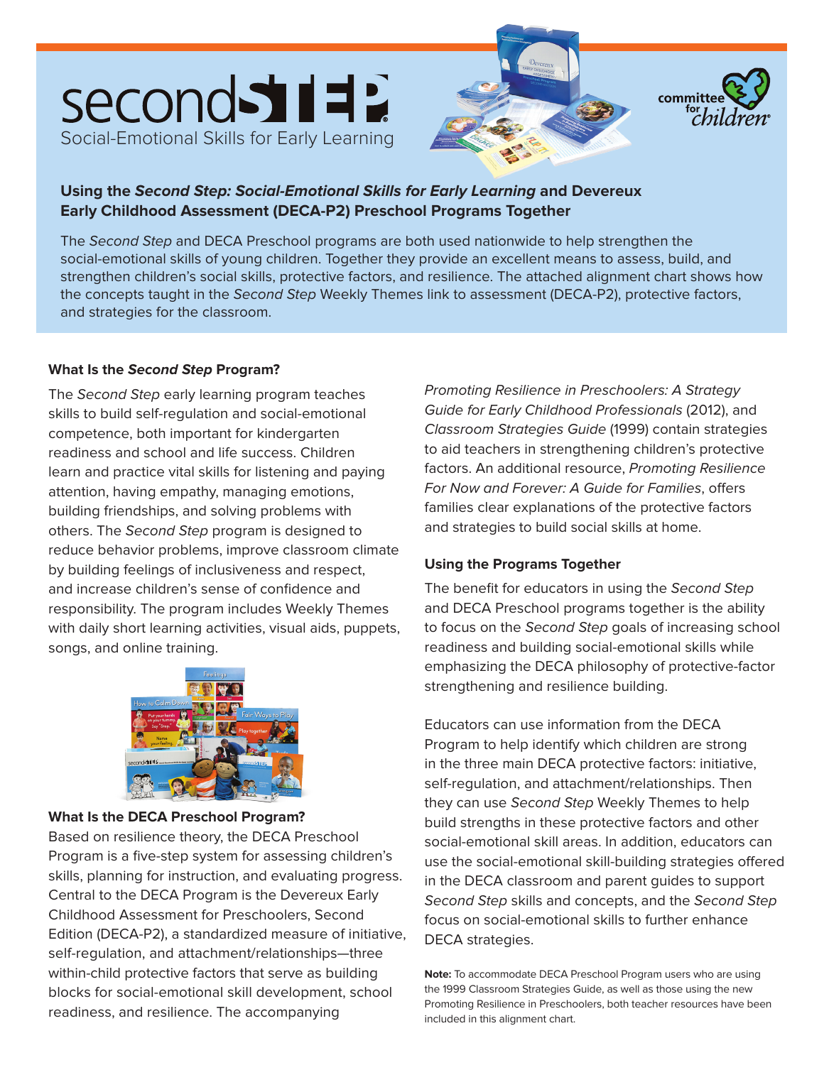# second STEP

Social-Emotional Skills for Early Learning

committee for children

## Using the *Second Step: Social-Emotional Skills for Early Learning* and Devereux Early Childhood Assessment (DECA-P2) Preschool Programs Together

The *Second Step* and DECA Preschool programs are both used nationwide to help strengthen the social-emotional skills of young children. Together they provide an excellent means to assess, build, and strengthen children's social skills, protective factors, and resilience. The attached alignment chart shows how the concepts taught in the *Second Step* Weekly Themes link to assessment (DECA-P2), protective factors, and strategies for the classroom.

### What Is the *Second Step* Program?

The *Second Step* early learning program teaches skills to build self-regulation and social-emotional competence, both important for kindergarten readiness and school and life success. Children learn and practice vital skills for listening and paying attention, having empathy, managing emotions, building friendships, and solving problems with others. The *Second Step* program is designed to reduce behavior problems, improve classroom climate by building feelings of inclusiveness and respect, and increase children's sense of confidence and responsibility. The program includes Weekly Themes with daily short learning activities, visual aids, puppets, songs, and online training.

### What Is the DECA Preschool Program?

Based on resilience theory, the DECA Preschool Program is a five-step system for assessing children's skills, planning for instruction, and evaluating progress. Central to the DECA Program is the Devereux Early Childhood Assessment for Preschoolers, Second Edition (DECA-P2), a standardized measure of initiative, self-regulation, and attachment/relationships—three within-child protective factors that serve as building blocks for social-emotional skill development, school readiness, and resilience. The accompanying *Promoting Resilience in Preschoolers: A Strategy Guide for Early Childhood Professionals* (2012), and *Classroom Strategies Guide* (1999) contain strategies to aid teachers in strengthening children's protective factors. An additional resource, *Promoting Resilience For Now and Forever: A Guide for Families*, offers families clear explanations of the protective factors and strategies to build social skills at home.

### Using the Programs Together

The benefit for educators in using the *Second Step* and DECA Preschool programs together is the ability to focus on the *Second Step* goals of increasing school readiness and building social-emotional skills while emphasizing the DECA philosophy of protective-factor strengthening and resilience building.

Educators can use information from the DECA Program to help identify which children are strong in the three main DECA protective factors: initiative, self-regulation, and attachment/relationships. Then they can use *Second Step* Weekly Themes to help build strengths in these protective factors and other social-emotional skill areas. In addition, educators can use the social-emotional skill-building strategies offered in the DECA classroom and parent guides to support *Second Step* skills and concepts, and the *Second Step* focus on social-emotional skills to further enhance DECA strategies.

**Note:** To accommodate DECA Preschool Program users who are using the 1999 Classroom Strategies Guide, as well as those using the new Promoting Resilience in Preschoolers, both teacher resources have been included in this alignment chart.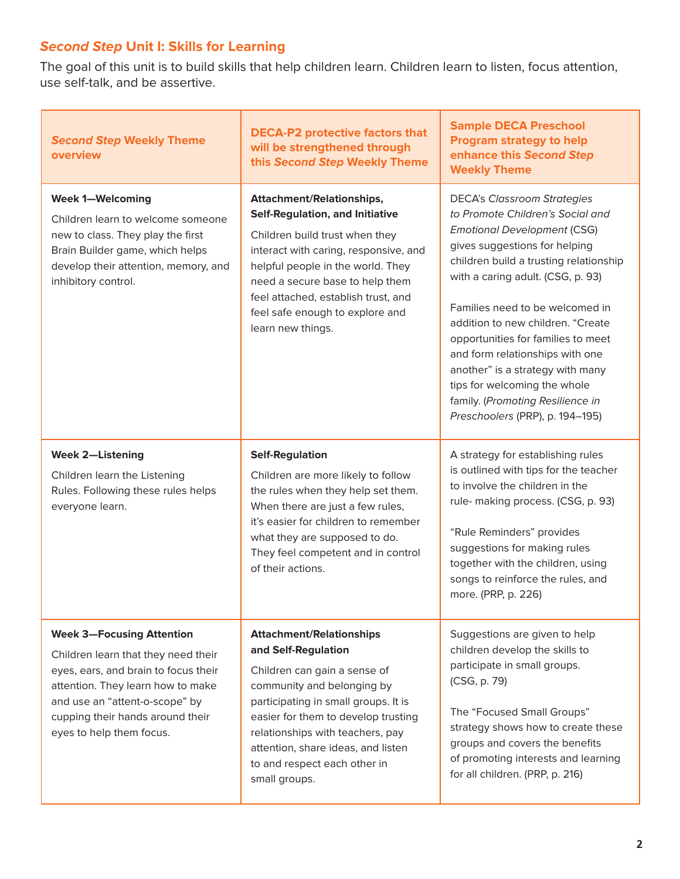## *Second Step* Unit I: Skills for Learning

The goal of this unit is to build skills that help children learn. Children learn to listen, focus attention, use self-talk, and be assertive.

| *Second Step* Weekly Theme overview | DECA-P2 protective factors that will be strengthened through this *Second Step* Weekly Theme | Sample DECA Preschool Program strategy to help enhance this *Second Step* Weekly Theme |
|---|---|---|
| **Week 1—Welcoming**<br>Children learn to welcome someone new to class. They play the first Brain Builder game, which helps develop their attention, memory, and inhibitory control. | **Attachment/Relationships, Self-Regulation, and Initiative**<br>Children build trust when they interact with caring, responsive, and helpful people in the world. They need a secure base to help them feel attached, establish trust, and feel safe enough to explore and learn new things. | DECA's *Classroom Strategies to Promote Children's Social and Emotional Development* (CSG) gives suggestions for helping children build a trusting relationship with a caring adult. (CSG, p. 93)<br><br>Families need to be welcomed in addition to new children. "Create opportunities for families to meet and form relationships with one another" is a strategy with many tips for welcoming the whole family. (*Promoting Resilience in Preschoolers* (PRP), p. 194–195) |
| **Week 2—Listening**<br>Children learn the Listening Rules. Following these rules helps everyone learn. | **Self-Regulation**<br>Children are more likely to follow the rules when they help set them. When there are just a few rules, it's easier for children to remember what they are supposed to do. They feel competent and in control of their actions. | A strategy for establishing rules is outlined with tips for the teacher to involve the children in the rule- making process. (CSG, p. 93)<br><br>"Rule Reminders" provides suggestions for making rules together with the children, using songs to reinforce the rules, and more. (PRP, p. 226) |
| **Week 3—Focusing Attention**<br>Children learn that they need their eyes, ears, and brain to focus their attention. They learn how to make and use an "attent-o-scope" by cupping their hands around their eyes to help them focus. | **Attachment/Relationships and Self-Regulation**<br>Children can gain a sense of community and belonging by participating in small groups. It is easier for them to develop trusting relationships with teachers, pay attention, share ideas, and listen to and respect each other in small groups. | Suggestions are given to help children develop the skills to participate in small groups. (CSG, p. 79)<br><br>The "Focused Small Groups" strategy shows how to create these groups and covers the benefits of promoting interests and learning for all children. (PRP, p. 216) |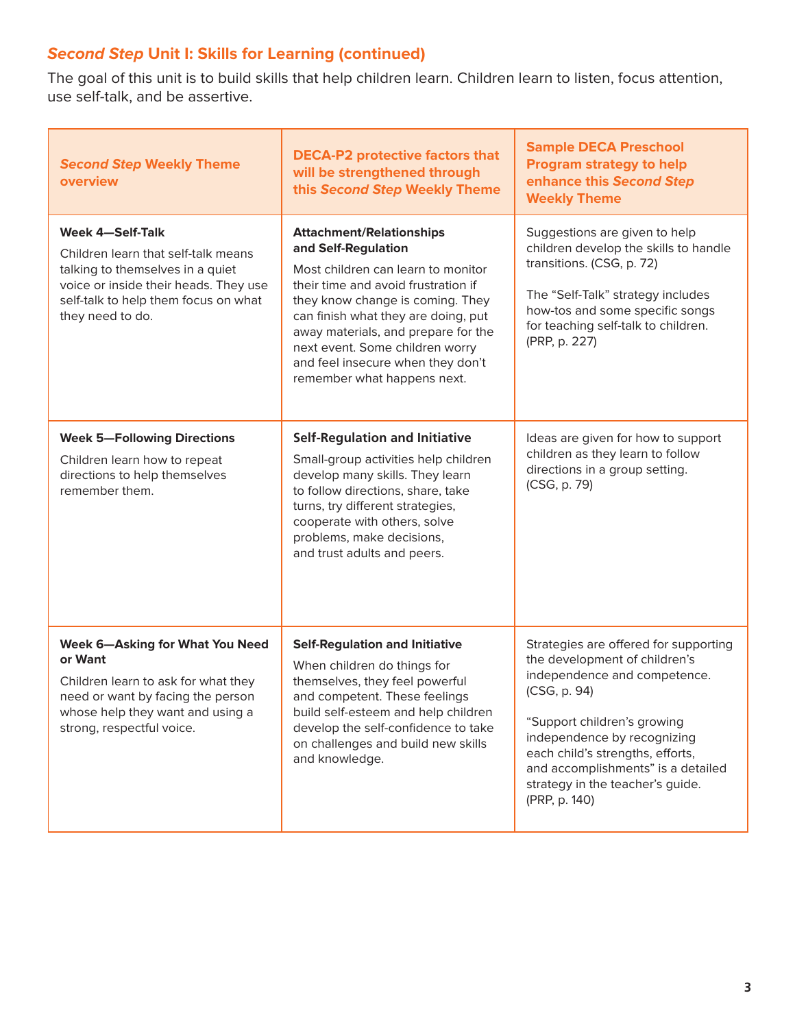## *Second Step* Unit I: Skills for Learning (continued)

The goal of this unit is to build skills that help children learn. Children learn to listen, focus attention, use self-talk, and be assertive.

| *Second Step* Weekly Theme overview | DECA-P2 protective factors that will be strengthened through this *Second Step* Weekly Theme | Sample DECA Preschool Program strategy to help enhance this *Second Step* Weekly Theme |
|---|---|---|
| **Week 4—Self-Talk**<br>Children learn that self-talk means talking to themselves in a quiet voice or inside their heads. They use self-talk to help them focus on what they need to do. | **Attachment/Relationships and Self-Regulation**<br>Most children can learn to monitor their time and avoid frustration if they know change is coming. They can finish what they are doing, put away materials, and prepare for the next event. Some children worry and feel insecure when they don't remember what happens next. | Suggestions are given to help children develop the skills to handle transitions. (CSG, p. 72)<br><br>The "Self-Talk" strategy includes how-tos and some specific songs for teaching self-talk to children. (PRP, p. 227) |
| **Week 5—Following Directions**<br>Children learn how to repeat directions to help themselves remember them. | **Self-Regulation and Initiative**<br>Small-group activities help children develop many skills. They learn to follow directions, share, take turns, try different strategies, cooperate with others, solve problems, make decisions, and trust adults and peers. | Ideas are given for how to support children as they learn to follow directions in a group setting. (CSG, p. 79) |
| **Week 6—Asking for What You Need or Want**<br>Children learn to ask for what they need or want by facing the person whose help they want and using a strong, respectful voice. | **Self-Regulation and Initiative**<br>When children do things for themselves, they feel powerful and competent. These feelings build self-esteem and help children develop the self-confidence to take on challenges and build new skills and knowledge. | Strategies are offered for supporting the development of children's independence and competence. (CSG, p. 94)<br><br>"Support children's growing independence by recognizing each child's strengths, efforts, and accomplishments" is a detailed strategy in the teacher's guide. (PRP, p. 140) |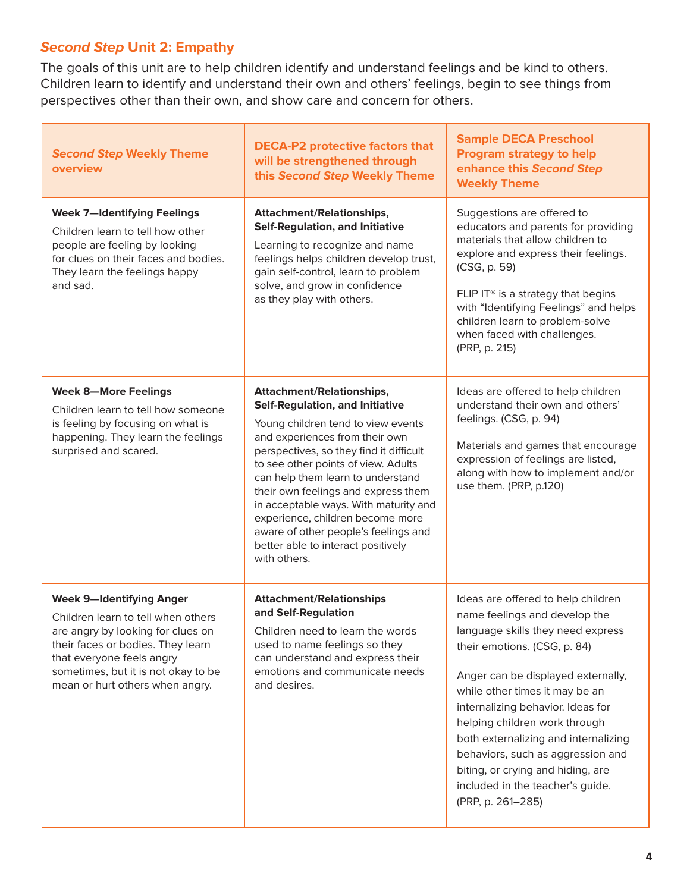## *Second Step* Unit 2: Empathy

The goals of this unit are to help children identify and understand feelings and be kind to others. Children learn to identify and understand their own and others' feelings, begin to see things from perspectives other than their own, and show care and concern for others.

| *Second Step* Weekly Theme overview | DECA-P2 protective factors that will be strengthened through this *Second Step* Weekly Theme | Sample DECA Preschool Program strategy to help enhance this *Second Step* Weekly Theme |
|---|---|---|
| **Week 7—Identifying Feelings**<br>Children learn to tell how other people are feeling by looking for clues on their faces and bodies. They learn the feelings happy and sad. | **Attachment/Relationships, Self-Regulation, and Initiative**<br>Learning to recognize and name feelings helps children develop trust, gain self-control, learn to problem solve, and grow in confidence as they play with others. | Suggestions are offered to educators and parents for providing materials that allow children to explore and express their feelings. (CSG, p. 59)<br><br>FLIP IT® is a strategy that begins with "Identifying Feelings" and helps children learn to problem-solve when faced with challenges. (PRP, p. 215) |
| **Week 8—More Feelings**<br>Children learn to tell how someone is feeling by focusing on what is happening. They learn the feelings surprised and scared. | **Attachment/Relationships, Self-Regulation, and Initiative**<br>Young children tend to view events and experiences from their own perspectives, so they find it difficult to see other points of view. Adults can help them learn to understand their own feelings and express them in acceptable ways. With maturity and experience, children become more aware of other people's feelings and better able to interact positively with others. | Ideas are offered to help children understand their own and others' feelings. (CSG, p. 94)<br><br>Materials and games that encourage expression of feelings are listed, along with how to implement and/or use them. (PRP, p.120) |
| **Week 9—Identifying Anger**<br>Children learn to tell when others are angry by looking for clues on their faces or bodies. They learn that everyone feels angry sometimes, but it is not okay to be mean or hurt others when angry. | **Attachment/Relationships and Self-Regulation**<br>Children need to learn the words used to name feelings so they can understand and express their emotions and communicate needs and desires. | Ideas are offered to help children name feelings and develop the language skills they need express their emotions. (CSG, p. 84)<br><br>Anger can be displayed externally, while other times it may be an internalizing behavior. Ideas for helping children work through both externalizing and internalizing behaviors, such as aggression and biting, or crying and hiding, are included in the teacher's guide. (PRP, p. 261–285) |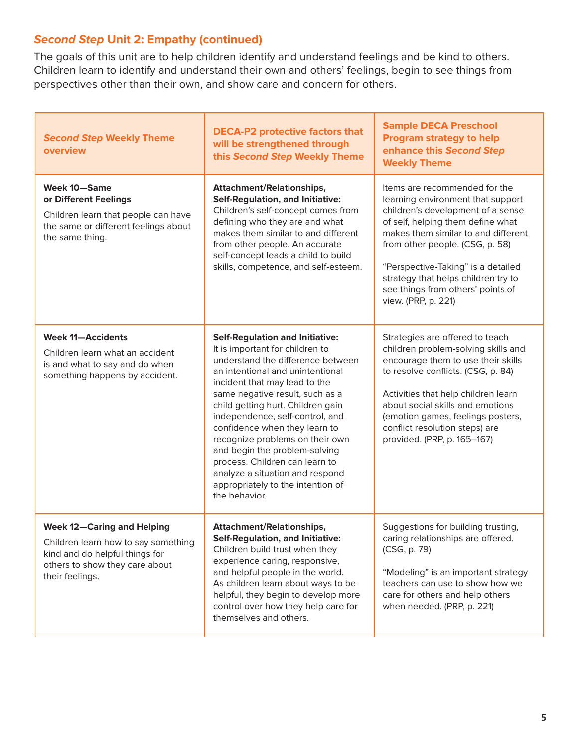## *Second Step* Unit 2: Empathy (continued)

The goals of this unit are to help children identify and understand feelings and be kind to others. Children learn to identify and understand their own and others' feelings, begin to see things from perspectives other than their own, and show care and concern for others.

| *Second Step* Weekly Theme overview | DECA-P2 protective factors that will be strengthened through this *Second Step* Weekly Theme | Sample DECA Preschool Program strategy to help enhance this *Second Step* Weekly Theme |
|---|---|---|
| **Week 10—Same or Different Feelings**<br>Children learn that people can have the same or different feelings about the same thing. | **Attachment/Relationships, Self-Regulation, and Initiative:** Children's self-concept comes from defining who they are and what makes them similar to and different from other people. An accurate self-concept leads a child to build skills, competence, and self-esteem. | Items are recommended for the learning environment that support children's development of a sense of self, helping them define what makes them similar to and different from other people. (CSG, p. 58)<br><br>"Perspective-Taking" is a detailed strategy that helps children try to see things from others' points of view. (PRP, p. 221) |
| **Week 11—Accidents**<br>Children learn what an accident is and what to say and do when something happens by accident. | **Self-Regulation and Initiative:** It is important for children to understand the difference between an intentional and unintentional incident that may lead to the same negative result, such as a child getting hurt. Children gain independence, self-control, and confidence when they learn to recognize problems on their own and begin the problem-solving process. Children can learn to analyze a situation and respond appropriately to the intention of the behavior. | Strategies are offered to teach children problem-solving skills and encourage them to use their skills to resolve conflicts. (CSG, p. 84)<br><br>Activities that help children learn about social skills and emotions (emotion games, feelings posters, conflict resolution steps) are provided. (PRP, p. 165–167) |
| **Week 12—Caring and Helping**<br>Children learn how to say something kind and do helpful things for others to show they care about their feelings. | **Attachment/Relationships, Self-Regulation, and Initiative:** Children build trust when they experience caring, responsive, and helpful people in the world. As children learn about ways to be helpful, they begin to develop more control over how they help care for themselves and others. | Suggestions for building trusting, caring relationships are offered. (CSG, p. 79)<br><br>"Modeling" is an important strategy teachers can use to show how we care for others and help others when needed. (PRP, p. 221) |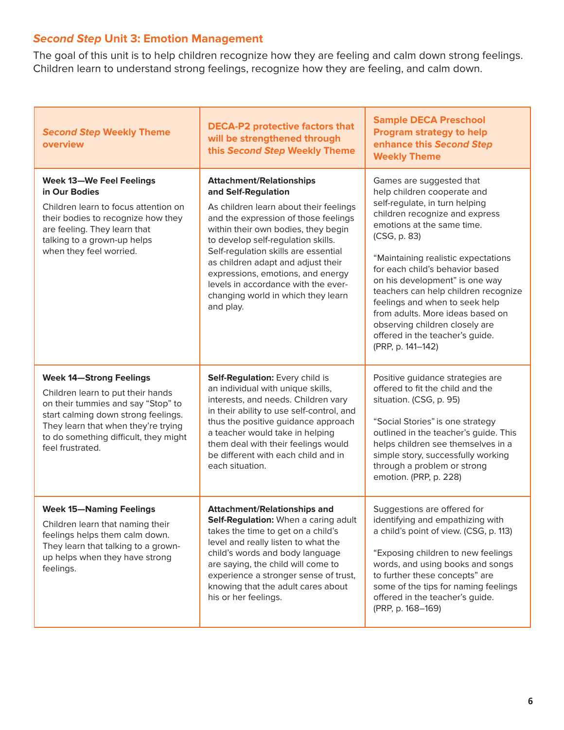## *Second Step* Unit 3: Emotion Management

The goal of this unit is to help children recognize how they are feeling and calm down strong feelings. Children learn to understand strong feelings, recognize how they are feeling, and calm down.

| *Second Step* Weekly Theme overview | DECA-P2 protective factors that will be strengthened through this *Second Step* Weekly Theme | Sample DECA Preschool Program strategy to help enhance this *Second Step* Weekly Theme |
|---|---|---|
| **Week 13—We Feel Feelings in Our Bodies**<br>Children learn to focus attention on their bodies to recognize how they are feeling. They learn that talking to a grown-up helps when they feel worried. | **Attachment/Relationships and Self-Regulation**<br>As children learn about their feelings and the expression of those feelings within their own bodies, they begin to develop self-regulation skills. Self-regulation skills are essential as children adapt and adjust their expressions, emotions, and energy levels in accordance with the ever-changing world in which they learn and play. | Games are suggested that help children cooperate and self-regulate, in turn helping children recognize and express emotions at the same time. (CSG, p. 83)<br><br>"Maintaining realistic expectations for each child's behavior based on his development" is one way teachers can help children recognize feelings and when to seek help from adults. More ideas based on observing children closely are offered in the teacher's guide. (PRP, p. 141–142) |
| **Week 14—Strong Feelings**<br>Children learn to put their hands on their tummies and say "Stop" to start calming down strong feelings. They learn that when they're trying to do something difficult, they might feel frustrated. | **Self-Regulation:** Every child is an individual with unique skills, interests, and needs. Children vary in their ability to use self-control, and thus the positive guidance approach a teacher would take in helping them deal with their feelings would be different with each child and in each situation. | Positive guidance strategies are offered to fit the child and the situation. (CSG, p. 95)<br><br>"Social Stories" is one strategy outlined in the teacher's guide. This helps children see themselves in a simple story, successfully working through a problem or strong emotion. (PRP, p. 228) |
| **Week 15—Naming Feelings**<br>Children learn that naming their feelings helps them calm down. They learn that talking to a grown-up helps when they have strong feelings. | **Attachment/Relationships and Self-Regulation:** When a caring adult takes the time to get on a child's level and really listen to what the child's words and body language are saying, the child will come to experience a stronger sense of trust, knowing that the adult cares about his or her feelings. | Suggestions are offered for identifying and empathizing with a child's point of view. (CSG, p. 113)<br><br>"Exposing children to new feelings words, and using books and songs to further these concepts" are some of the tips for naming feelings offered in the teacher's guide. (PRP, p. 168–169) |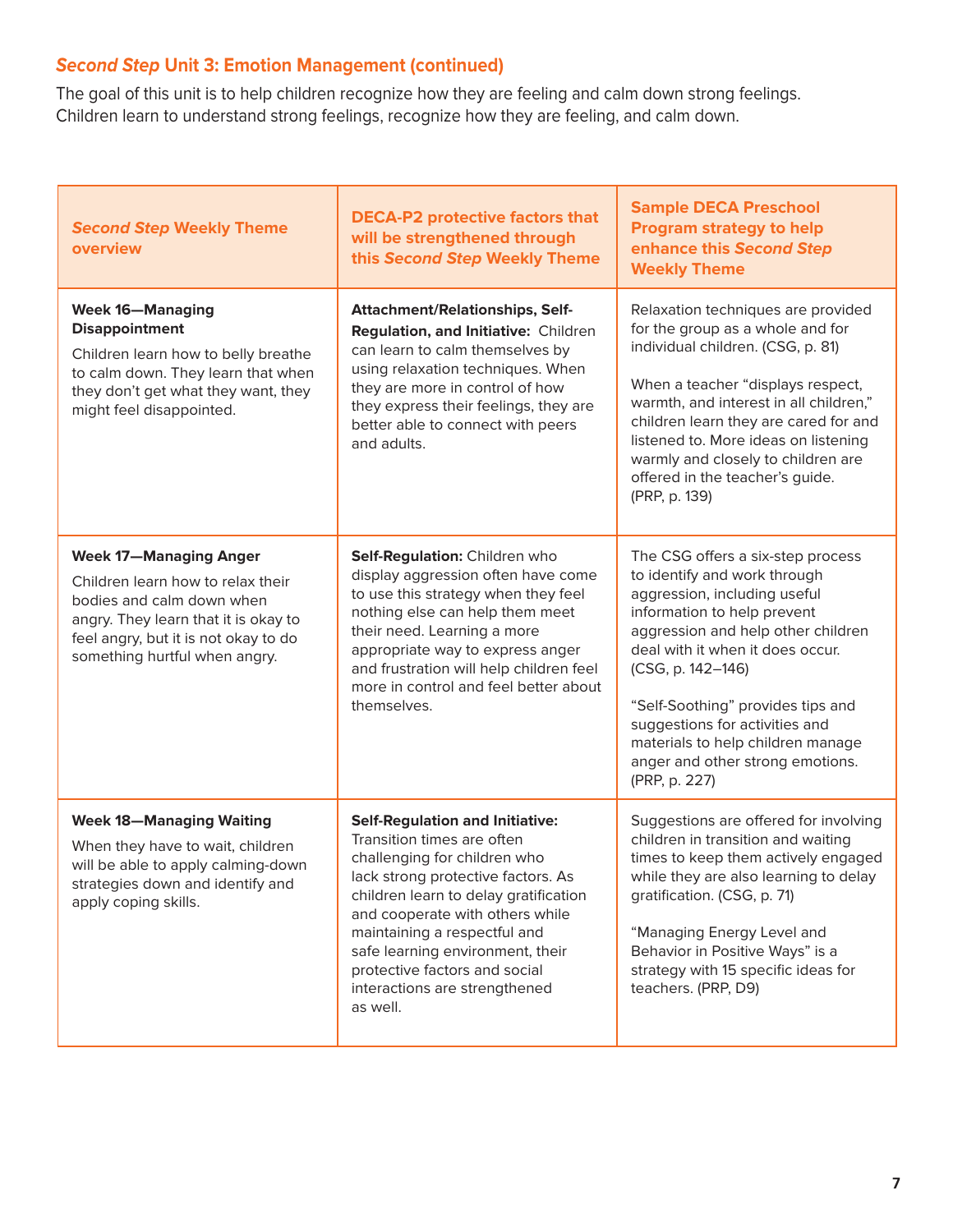## *Second Step* Unit 3: Emotion Management (continued)

The goal of this unit is to help children recognize how they are feeling and calm down strong feelings. Children learn to understand strong feelings, recognize how they are feeling, and calm down.

| *Second Step* Weekly Theme overview | DECA-P2 protective factors that will be strengthened through this *Second Step* Weekly Theme | Sample DECA Preschool Program strategy to help enhance this *Second Step* Weekly Theme |
|---|---|---|
| **Week 16—Managing Disappointment**<br>Children learn how to belly breathe to calm down. They learn that when they don't get what they want, they might feel disappointed. | **Attachment/Relationships, Self-Regulation, and Initiative:** Children can learn to calm themselves by using relaxation techniques. When they are more in control of how they express their feelings, they are better able to connect with peers and adults. | Relaxation techniques are provided for the group as a whole and for individual children. (CSG, p. 81)<br><br>When a teacher "displays respect, warmth, and interest in all children," children learn they are cared for and listened to. More ideas on listening warmly and closely to children are offered in the teacher's guide. (PRP, p. 139) |
| **Week 17—Managing Anger**<br>Children learn how to relax their bodies and calm down when angry. They learn that it is okay to feel angry, but it is not okay to do something hurtful when angry. | **Self-Regulation:** Children who display aggression often have come to use this strategy when they feel nothing else can help them meet their need. Learning a more appropriate way to express anger and frustration will help children feel more in control and feel better about themselves. | The CSG offers a six-step process to identify and work through aggression, including useful information to help prevent aggression and help other children deal with it when it does occur. (CSG, p. 142–146)<br><br>"Self-Soothing" provides tips and suggestions for activities and materials to help children manage anger and other strong emotions. (PRP, p. 227) |
| **Week 18—Managing Waiting**<br>When they have to wait, children will be able to apply calming-down strategies down and identify and apply coping skills. | **Self-Regulation and Initiative:** Transition times are often challenging for children who lack strong protective factors. As children learn to delay gratification and cooperate with others while maintaining a respectful and safe learning environment, their protective factors and social interactions are strengthened as well. | Suggestions are offered for involving children in transition and waiting times to keep them actively engaged while they are also learning to delay gratification. (CSG, p. 71)<br><br>"Managing Energy Level and Behavior in Positive Ways" is a strategy with 15 specific ideas for teachers. (PRP, D9) |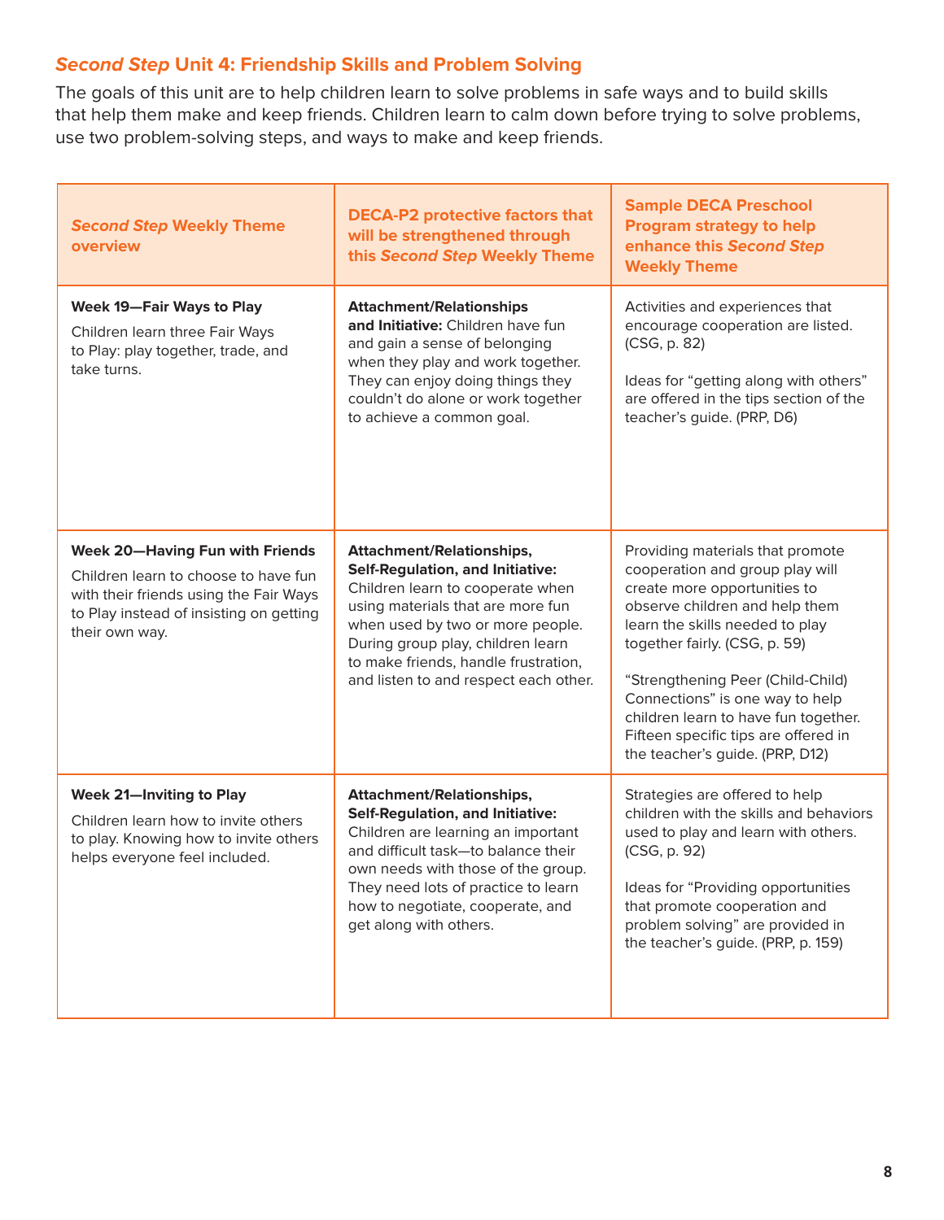## *Second Step* Unit 4: Friendship Skills and Problem Solving

The goals of this unit are to help children learn to solve problems in safe ways and to build skills that help them make and keep friends. Children learn to calm down before trying to solve problems, use two problem-solving steps, and ways to make and keep friends.

| *Second Step* Weekly Theme overview | DECA-P2 protective factors that will be strengthened through this *Second Step* Weekly Theme | Sample DECA Preschool Program strategy to help enhance this *Second Step* Weekly Theme |
|---|---|---|
| **Week 19—Fair Ways to Play**<br>Children learn three Fair Ways to Play: play together, trade, and take turns. | **Attachment/Relationships and Initiative:** Children have fun and gain a sense of belonging when they play and work together. They can enjoy doing things they couldn't do alone or work together to achieve a common goal. | Activities and experiences that encourage cooperation are listed. (CSG, p. 82)<br><br>Ideas for "getting along with others" are offered in the tips section of the teacher's guide. (PRP, D6) |
| **Week 20—Having Fun with Friends**<br>Children learn to choose to have fun with their friends using the Fair Ways to Play instead of insisting on getting their own way. | **Attachment/Relationships, Self-Regulation, and Initiative:** Children learn to cooperate when using materials that are more fun when used by two or more people. During group play, children learn to make friends, handle frustration, and listen to and respect each other. | Providing materials that promote cooperation and group play will create more opportunities to observe children and help them learn the skills needed to play together fairly. (CSG, p. 59)<br><br>"Strengthening Peer (Child-Child) Connections" is one way to help children learn to have fun together. Fifteen specific tips are offered in the teacher's guide. (PRP, D12) |
| **Week 21—Inviting to Play**<br>Children learn how to invite others to play. Knowing how to invite others helps everyone feel included. | **Attachment/Relationships, Self-Regulation, and Initiative:** Children are learning an important and difficult task—to balance their own needs with those of the group. They need lots of practice to learn how to negotiate, cooperate, and get along with others. | Strategies are offered to help children with the skills and behaviors used to play and learn with others. (CSG, p. 92)<br><br>Ideas for "Providing opportunities that promote cooperation and problem solving" are provided in the teacher's guide. (PRP, p. 159) |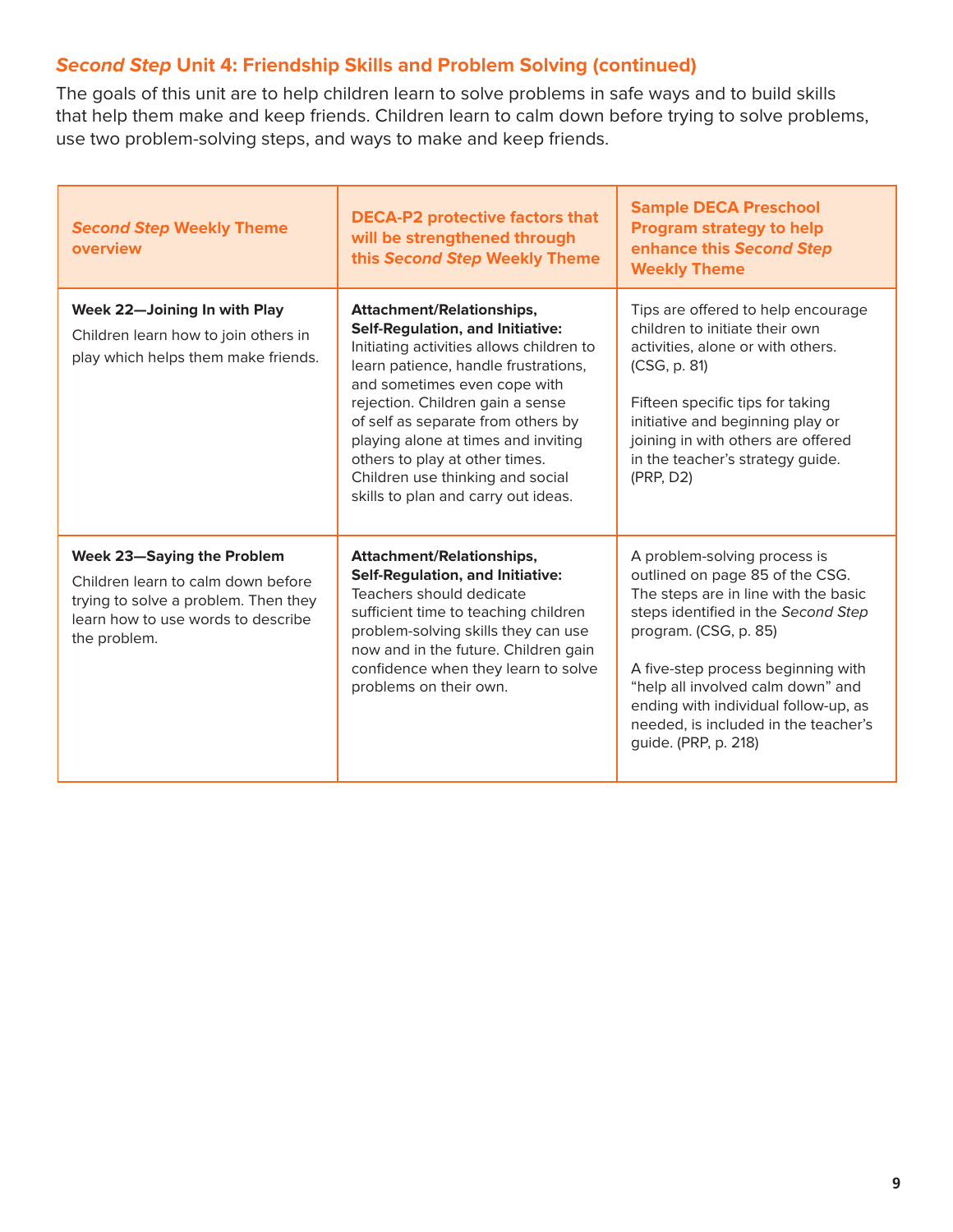## *Second Step* Unit 4: Friendship Skills and Problem Solving (continued)

The goals of this unit are to help children learn to solve problems in safe ways and to build skills that help them make and keep friends. Children learn to calm down before trying to solve problems, use two problem-solving steps, and ways to make and keep friends.

| *Second Step* Weekly Theme overview | DECA-P2 protective factors that will be strengthened through this *Second Step* Weekly Theme | Sample DECA Preschool Program strategy to help enhance this *Second Step* Weekly Theme |
|---|---|---|
| **Week 22—Joining In with Play**<br>Children learn how to join others in play which helps them make friends. | **Attachment/Relationships, Self-Regulation, and Initiative:** Initiating activities allows children to learn patience, handle frustrations, and sometimes even cope with rejection. Children gain a sense of self as separate from others by playing alone at times and inviting others to play at other times. Children use thinking and social skills to plan and carry out ideas. | Tips are offered to help encourage children to initiate their own activities, alone or with others. (CSG, p. 81)<br><br>Fifteen specific tips for taking initiative and beginning play or joining in with others are offered in the teacher's strategy guide. (PRP, D2) |
| **Week 23—Saying the Problem**<br>Children learn to calm down before trying to solve a problem. Then they learn how to use words to describe the problem. | **Attachment/Relationships, Self-Regulation, and Initiative:** Teachers should dedicate sufficient time to teaching children problem-solving skills they can use now and in the future. Children gain confidence when they learn to solve problems on their own. | A problem-solving process is outlined on page 85 of the CSG. The steps are in line with the basic steps identified in the *Second Step* program. (CSG, p. 85)<br><br>A five-step process beginning with "help all involved calm down" and ending with individual follow-up, as needed, is included in the teacher's guide. (PRP, p. 218) |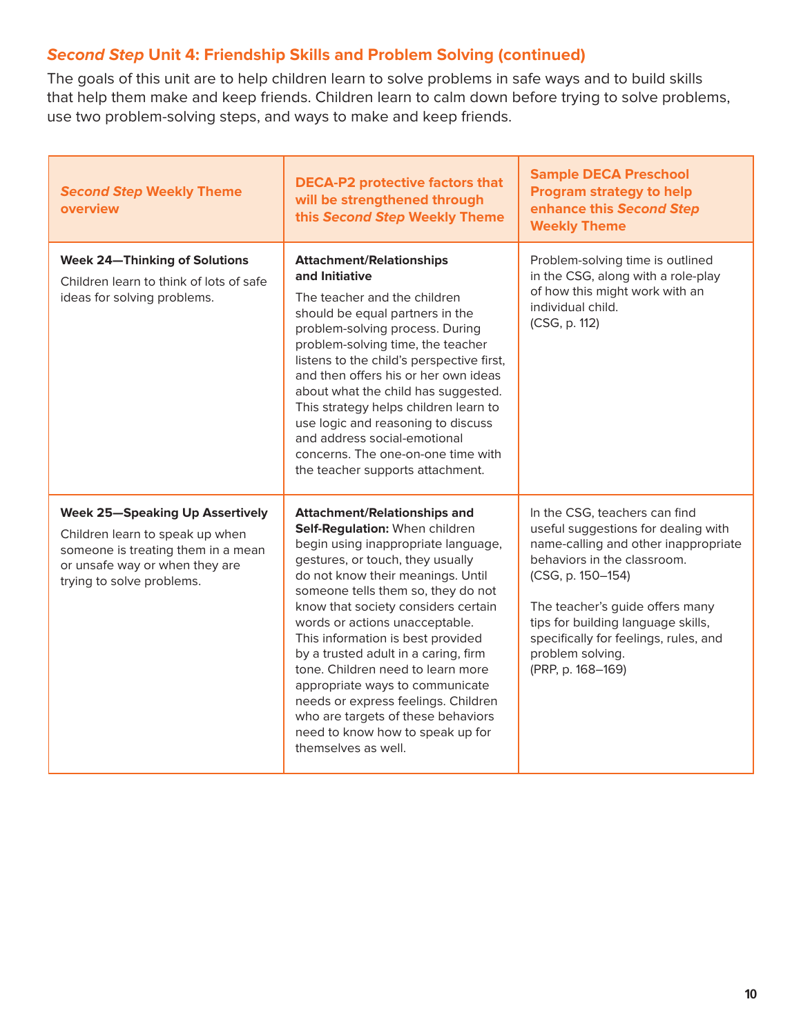## *Second Step* Unit 4: Friendship Skills and Problem Solving (continued)

The goals of this unit are to help children learn to solve problems in safe ways and to build skills that help them make and keep friends. Children learn to calm down before trying to solve problems, use two problem-solving steps, and ways to make and keep friends.

| *Second Step* Weekly Theme overview | DECA-P2 protective factors that will be strengthened through this *Second Step* Weekly Theme | Sample DECA Preschool Program strategy to help enhance this *Second Step* Weekly Theme |
|---|---|---|
| **Week 24—Thinking of Solutions**<br>Children learn to think of lots of safe ideas for solving problems. | **Attachment/Relationships and Initiative**<br>The teacher and the children should be equal partners in the problem-solving process. During problem-solving time, the teacher listens to the child's perspective first, and then offers his or her own ideas about what the child has suggested. This strategy helps children learn to use logic and reasoning to discuss and address social-emotional concerns. The one-on-one time with the teacher supports attachment. | Problem-solving time is outlined in the CSG, along with a role-play of how this might work with an individual child.<br>(CSG, p. 112) |
| **Week 25—Speaking Up Assertively**<br>Children learn to speak up when someone is treating them in a mean or unsafe way or when they are trying to solve problems. | **Attachment/Relationships and Self-Regulation:** When children begin using inappropriate language, gestures, or touch, they usually do not know their meanings. Until someone tells them so, they do not know that society considers certain words or actions unacceptable. This information is best provided by a trusted adult in a caring, firm tone. Children need to learn more appropriate ways to communicate needs or express feelings. Children who are targets of these behaviors need to know how to speak up for themselves as well. | In the CSG, teachers can find useful suggestions for dealing with name-calling and other inappropriate behaviors in the classroom.<br>(CSG, p. 150–154)<br><br>The teacher's guide offers many tips for building language skills, specifically for feelings, rules, and problem solving.<br>(PRP, p. 168–169) |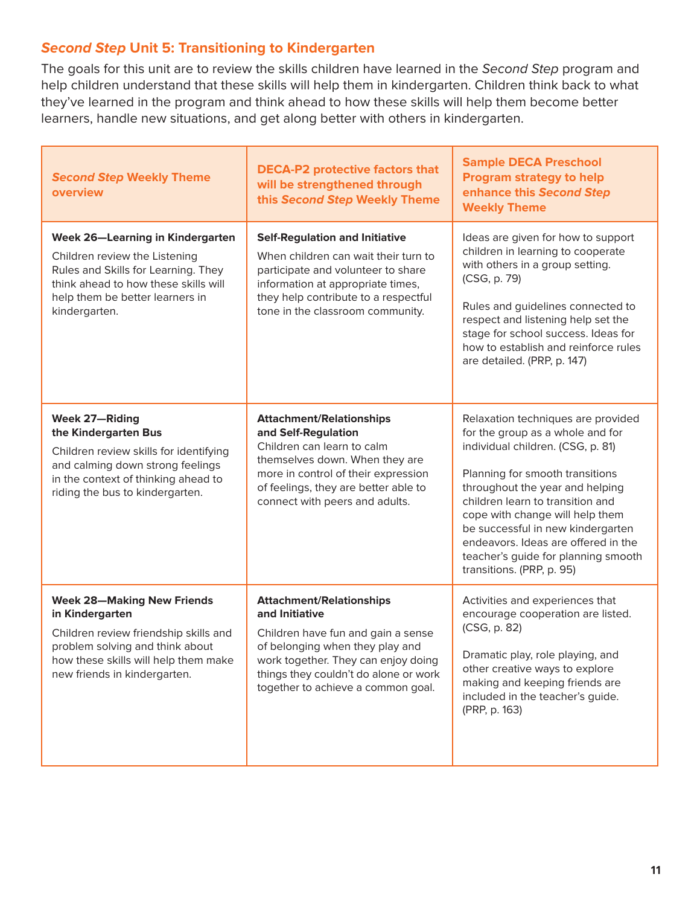## *Second Step* Unit 5: Transitioning to Kindergarten

The goals for this unit are to review the skills children have learned in the *Second Step* program and help children understand that these skills will help them in kindergarten. Children think back to what they've learned in the program and think ahead to how these skills will help them become better learners, handle new situations, and get along better with others in kindergarten.

| ***Second Step* Weekly Theme overview** | **DECA-P2 protective factors that will be strengthened through this *Second Step* Weekly Theme** | **Sample DECA Preschool Program strategy to help enhance this *Second Step* Weekly Theme** |
|---|---|---|
| **Week 26—Learning in Kindergarten**<br>Children review the Listening Rules and Skills for Learning. They think ahead to how these skills will help them be better learners in kindergarten. | **Self-Regulation and Initiative**<br>When children can wait their turn to participate and volunteer to share information at appropriate times, they help contribute to a respectful tone in the classroom community. | Ideas are given for how to support children in learning to cooperate with others in a group setting. (CSG, p. 79)<br><br>Rules and guidelines connected to respect and listening help set the stage for school success. Ideas for how to establish and reinforce rules are detailed. (PRP, p. 147) |
| **Week 27—Riding the Kindergarten Bus**<br>Children review skills for identifying and calming down strong feelings in the context of thinking ahead to riding the bus to kindergarten. | **Attachment/Relationships and Self-Regulation**<br>Children can learn to calm themselves down. When they are more in control of their expression of feelings, they are better able to connect with peers and adults. | Relaxation techniques are provided for the group as a whole and for individual children. (CSG, p. 81)<br><br>Planning for smooth transitions throughout the year and helping children learn to transition and cope with change will help them be successful in new kindergarten endeavors. Ideas are offered in the teacher's guide for planning smooth transitions. (PRP, p. 95) |
| **Week 28—Making New Friends in Kindergarten**<br>Children review friendship skills and problem solving and think about how these skills will help them make new friends in kindergarten. | **Attachment/Relationships and Initiative**<br>Children have fun and gain a sense of belonging when they play and work together. They can enjoy doing things they couldn't do alone or work together to achieve a common goal. | Activities and experiences that encourage cooperation are listed. (CSG, p. 82)<br><br>Dramatic play, role playing, and other creative ways to explore making and keeping friends are included in the teacher's guide. (PRP, p. 163) |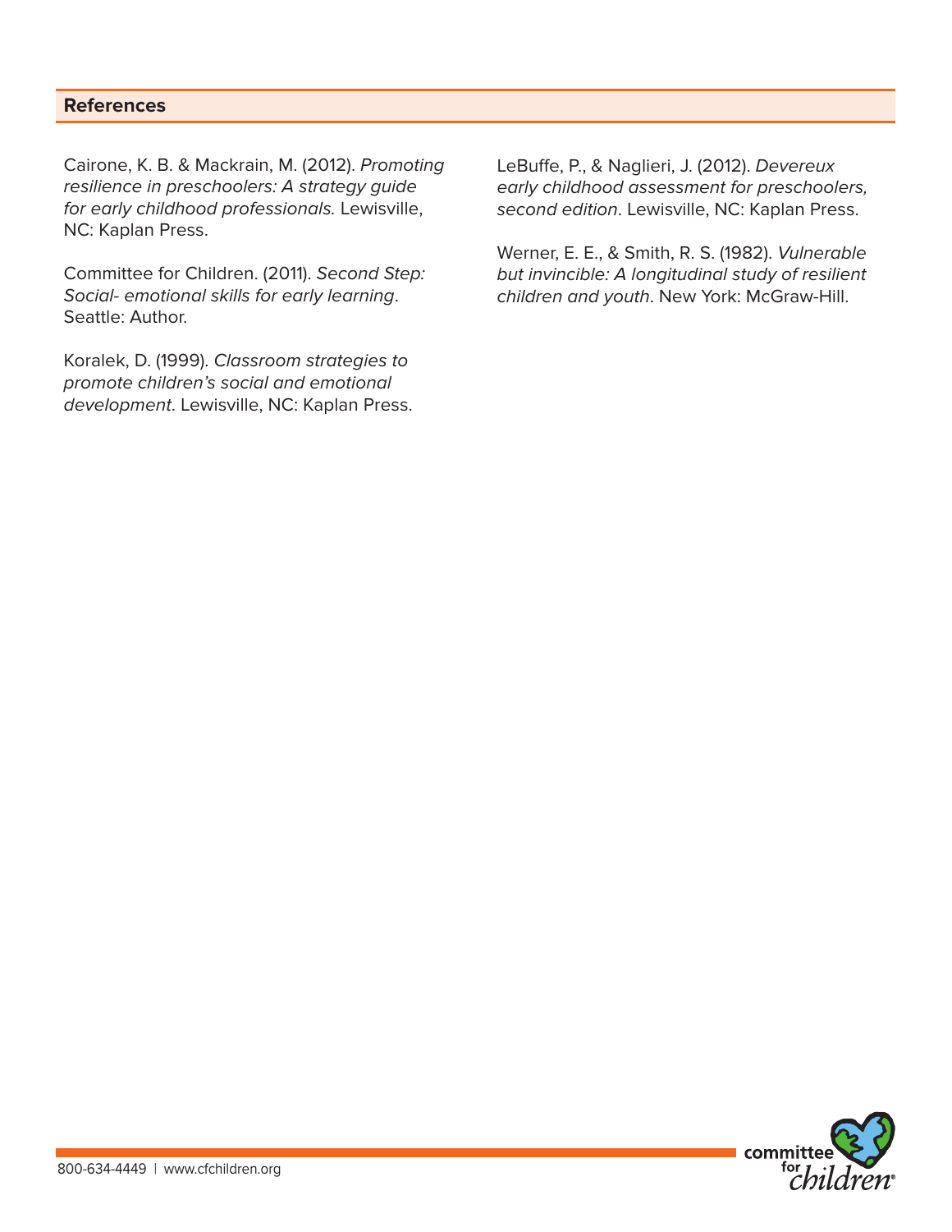## References

Cairone, K. B. & Mackrain, M. (2012). *Promoting resilience in preschoolers: A strategy guide for early childhood professionals.* Lewisville, NC: Kaplan Press.

Committee for Children. (2011). *Second Step: Social- emotional skills for early learning*. Seattle: Author.

Koralek, D. (1999). *Classroom strategies to promote children's social and emotional development*. Lewisville, NC: Kaplan Press.

LeBuffe, P., & Naglieri, J. (2012). *Devereux early childhood assessment for preschoolers, second edition*. Lewisville, NC: Kaplan Press.

Werner, E. E., & Smith, R. S. (1982). *Vulnerable but invincible: A longitudinal study of resilient children and youth*. New York: McGraw-Hill.